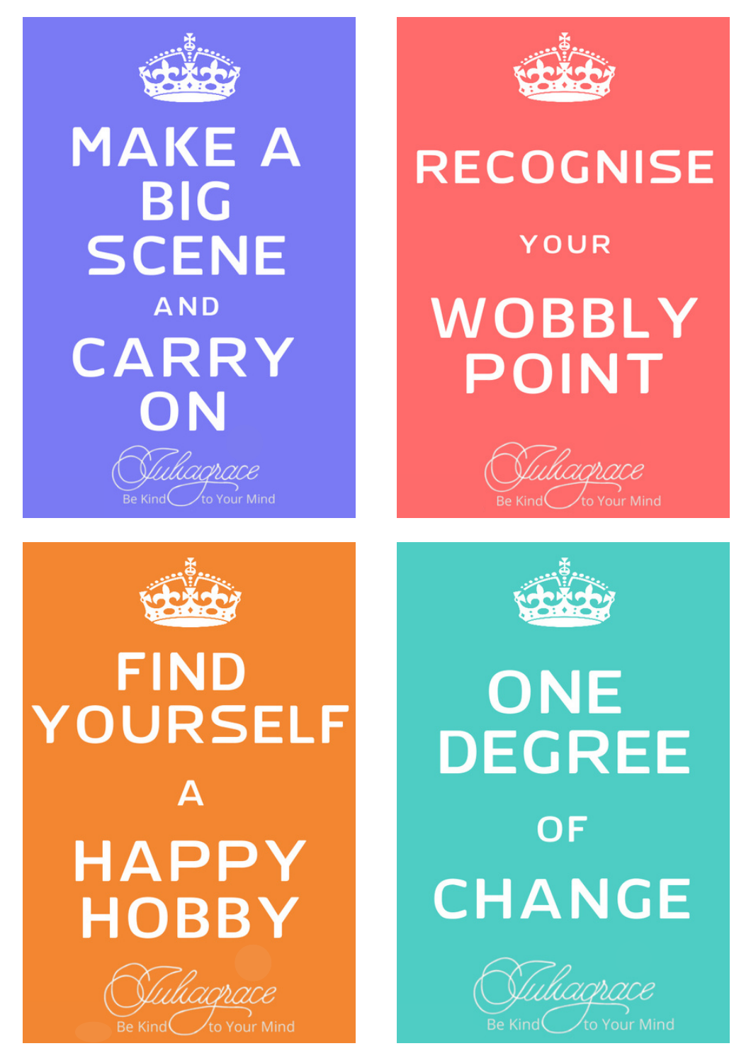MAKE A BIG SCENE AND CARRY ON

Juliagrace
Be Kind to Your Mind

RECOGNISE YOUR WOBBLY POINT

Juliagrace
Be Kind to Your Mind

FIND YOURSELF A HAPPY HOBBY

Juliagrace
Be Kind to Your Mind

ONE DEGREE OF CHANGE

Juliagrace
Be Kind to Your Mind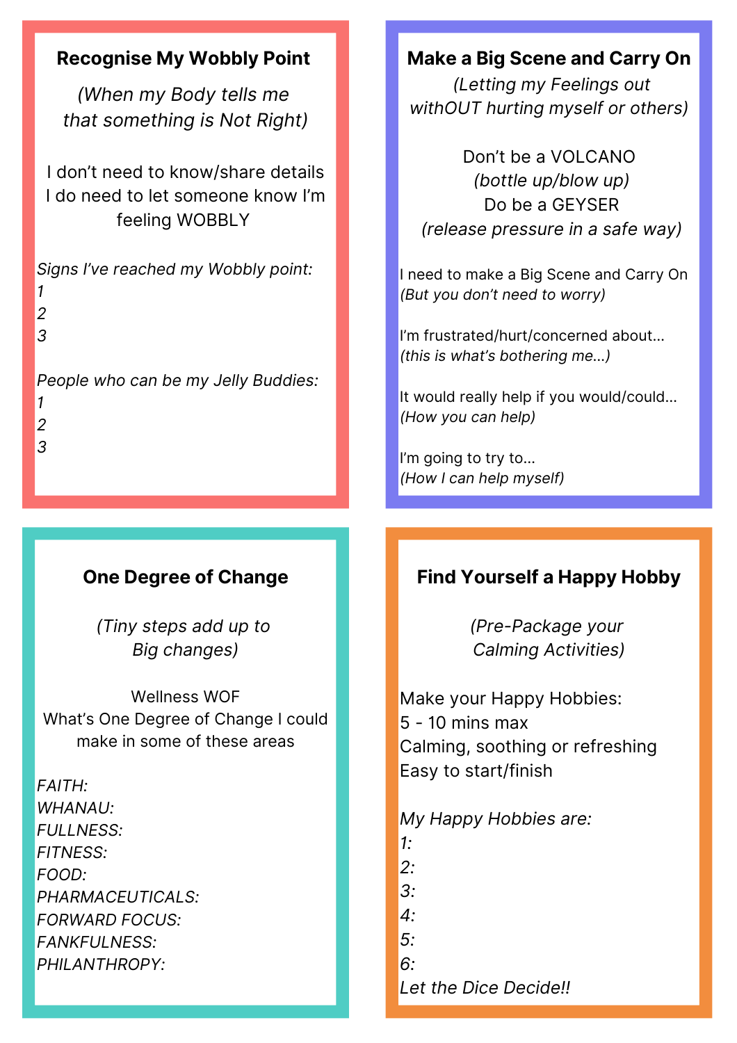## Recognise My Wobbly Point

*(When my Body tells me that something is Not Right)*

I don't need to know/share details
I do need to let someone know I'm feeling WOBBLY

*Signs I've reached my Wobbly point:*
*1*
*2*
*3*

*People who can be my Jelly Buddies:*
*1*
*2*
*3*

## Make a Big Scene and Carry On

*(Letting my Feelings out withOUT hurting myself or others)*

Don't be a VOLCANO
*(bottle up/blow up)*
Do be a GEYSER
*(release pressure in a safe way)*

I need to make a Big Scene and Carry On
*(But you don't need to worry)*

I'm frustrated/hurt/concerned about…
*(this is what's bothering me…)*

It would really help if you would/could…
*(How you can help)*

I'm going to try to…
*(How I can help myself)*

## One Degree of Change

*(Tiny steps add up to Big changes)*

Wellness WOF
What's One Degree of Change I could make in some of these areas

*FAITH:*
*WHANAU:*
*FULLNESS:*
*FITNESS:*
*FOOD:*
*PHARMACEUTICALS:*
*FORWARD FOCUS:*
*FANKFULNESS:*
*PHILANTHROPY:*

## Find Yourself a Happy Hobby

*(Pre-Package your Calming Activities)*

Make your Happy Hobbies:
5 - 10 mins max
Calming, soothing or refreshing
Easy to start/finish

*My Happy Hobbies are:*
*1:*
*2:*
*3:*
*4:*
*5:*
*6:*
*Let the Dice Decide!!*